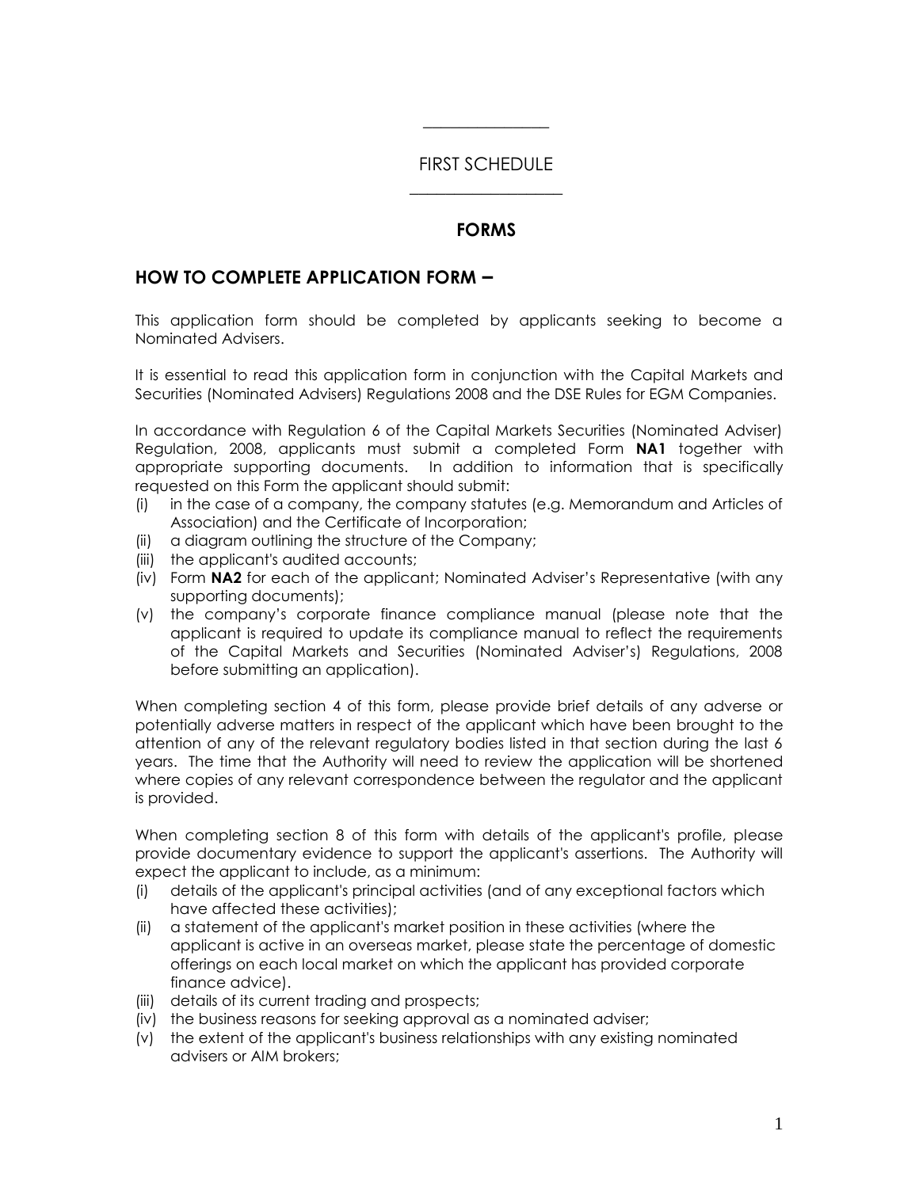## FIRST SCHEDULE

### FORMS

## HOW TO COMPLETE APPLICATION FORM –

This application form should be completed by applicants seeking to become a Nominated Advisers.

It is essential to read this application form in conjunction with the Capital Markets and Securities (Nominated Advisers) Regulations 2008 and the DSE Rules for EGM Companies.

In accordance with Regulation 6 of the Capital Markets Securities (Nominated Adviser) Regulation, 2008, applicants must submit a completed Form **NA1** together with appropriate supporting documents. In addition to information that is specifically requested on this Form the applicant should submit:

(i) in the case of a company, the company statutes (e.g. Memorandum and Articles of Association) and the Certificate of Incorporation;

(ii) a diagram outlining the structure of the Company;

(iii) the applicant's audited accounts;

(iv) Form **NA2** for each of the applicant; Nominated Adviser's Representative (with any supporting documents);

(v) the company's corporate finance compliance manual (please note that the applicant is required to update its compliance manual to reflect the requirements of the Capital Markets and Securities (Nominated Adviser's) Regulations, 2008 before submitting an application).

When completing section 4 of this form, please provide brief details of any adverse or potentially adverse matters in respect of the applicant which have been brought to the attention of any of the relevant regulatory bodies listed in that section during the last 6 years. The time that the Authority will need to review the application will be shortened where copies of any relevant correspondence between the regulator and the applicant is provided.

When completing section 8 of this form with details of the applicant's profile, please provide documentary evidence to support the applicant's assertions. The Authority will expect the applicant to include, as a minimum:

(i) details of the applicant's principal activities (and of any exceptional factors which have affected these activities);

(ii) a statement of the applicant's market position in these activities (where the applicant is active in an overseas market, please state the percentage of domestic offerings on each local market on which the applicant has provided corporate finance advice).

(iii) details of its current trading and prospects;

(iv) the business reasons for seeking approval as a nominated adviser;

(v) the extent of the applicant's business relationships with any existing nominated advisers or AIM brokers;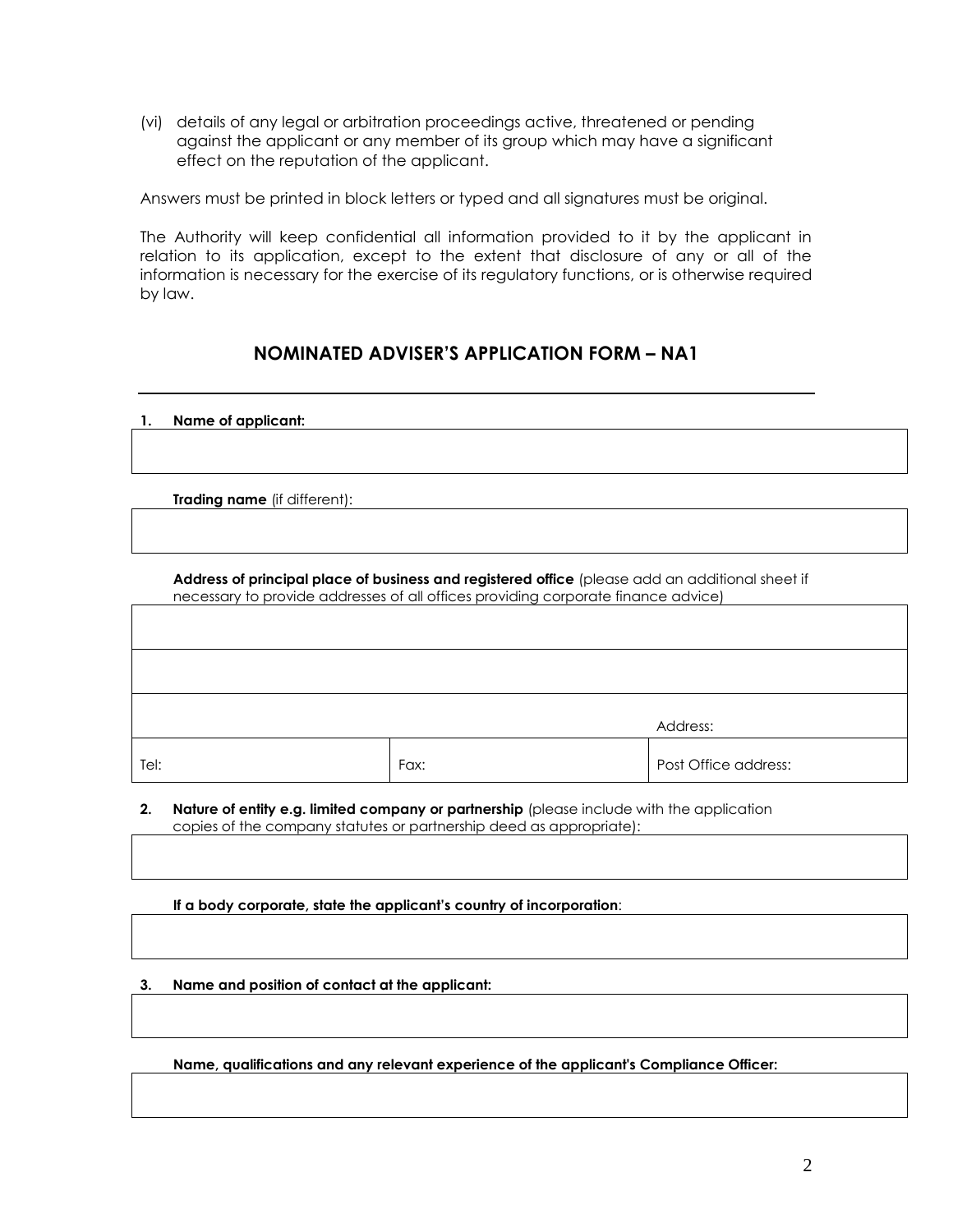(vi) details of any legal or arbitration proceedings active, threatened or pending against the applicant or any member of its group which may have a significant effect on the reputation of the applicant.

Answers must be printed in block letters or typed and all signatures must be original.

The Authority will keep confidential all information provided to it by the applicant in relation to its application, except to the extent that disclosure of any or all of the information is necessary for the exercise of its regulatory functions, or is otherwise required by law.

## NOMINATED ADVISER'S APPLICATION FORM – NA1

**1. Name of applicant:**

| |
|---|
| |

**Trading name** (if different):

| |
|---|
| |

**Address of principal place of business and registered office** (please add an additional sheet if necessary to provide addresses of all offices providing corporate finance advice)

| | | |
|---|---|---|
| | | |
| | | |
| | | Address: |
| Tel: | Fax: | Post Office address: |

**2. Nature of entity e.g. limited company or partnership** (please include with the application copies of the company statutes or partnership deed as appropriate):

| |
|---|
| |

**If a body corporate, state the applicant's country of incorporation**:

| |
|---|
| |

**3. Name and position of contact at the applicant:**

| |
|---|
| |

**Name, qualifications and any relevant experience of the applicant's Compliance Officer:**

| |
|---|
| |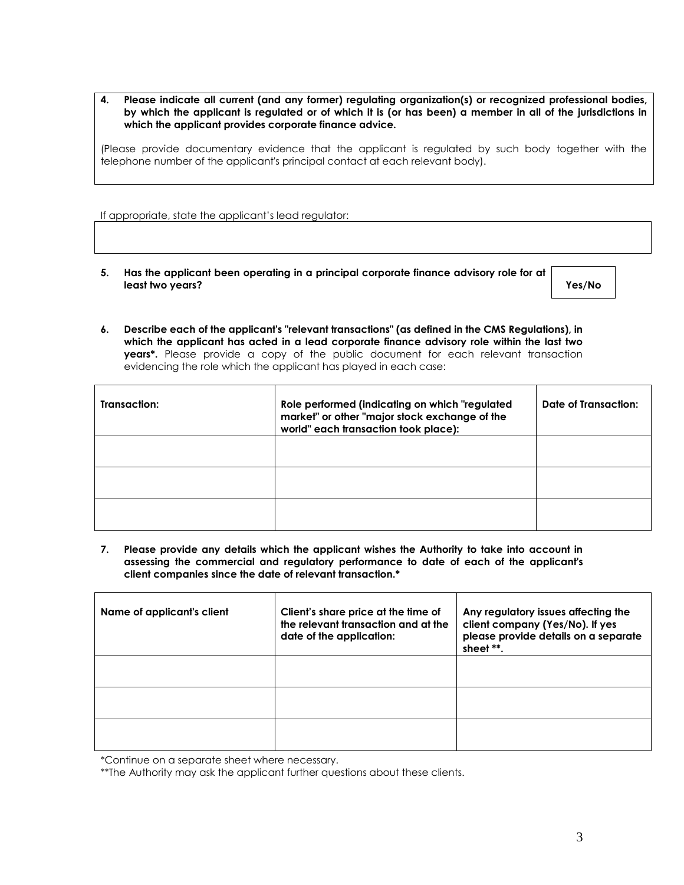**4. Please indicate all current (and any former) regulating organization(s) or recognized professional bodies, by which the applicant is regulated or of which it is (or has been) a member in all of the jurisdictions in which the applicant provides corporate finance advice.**

(Please provide documentary evidence that the applicant is regulated by such body together with the telephone number of the applicant's principal contact at each relevant body).

If appropriate, state the applicant's lead regulator:

**5. Has the applicant been operating in a principal corporate finance advisory role for at least two years?** **Yes/No**

**6. Describe each of the applicant's "relevant transactions" (as defined in the CMS Regulations), in which the applicant has acted in a lead corporate finance advisory role within the last two years*.** Please provide a copy of the public document for each relevant transaction evidencing the role which the applicant has played in each case:

| Transaction: | Role performed (indicating on which "regulated market" or other "major stock exchange of the world" each transaction took place): | Date of Transaction: |
|---|---|---|
| | | |
| | | |
| | | |

**7. Please provide any details which the applicant wishes the Authority to take into account in assessing the commercial and regulatory performance to date of each of the applicant's client companies since the date of relevant transaction.***

| Name of applicant's client | Client's share price at the time of the relevant transaction and at the date of the application: | Any regulatory issues affecting the client company (Yes/No). If yes please provide details on a separate sheet **. |
|---|---|---|
| | | |
| | | |
| | | |

*Continue on a separate sheet where necessary.

**The Authority may ask the applicant further questions about these clients.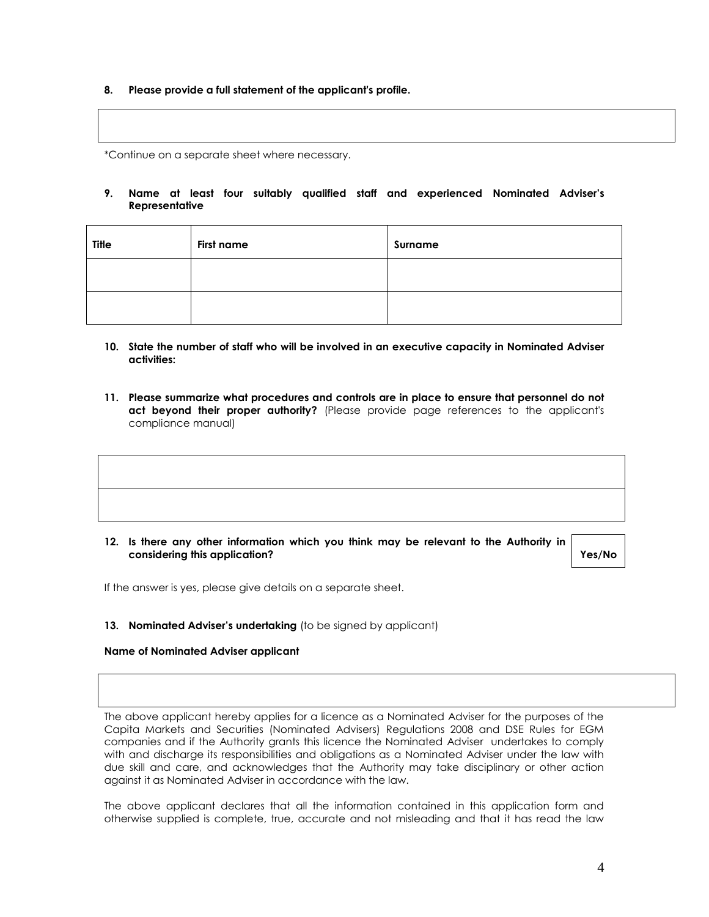**8. Please provide a full statement of the applicant's profile.**

| |
|---|
| |

*Continue on a separate sheet where necessary.

**9. Name at least four suitably qualified staff and experienced Nominated Adviser's Representative**

| Title | First name | Surname |
|---|---|---|
| | | |
| | | |

**10. State the number of staff who will be involved in an executive capacity in Nominated Adviser activities:**

**11. Please summarize what procedures and controls are in place to ensure that personnel do not act beyond their proper authority?** (Please provide page references to the applicant's compliance manual)

| |
|---|
| |
| |

**12. Is there any other information which you think may be relevant to the Authority in considering this application?** **Yes/No**

If the answer is yes, please give details on a separate sheet.

**13. Nominated Adviser's undertaking** (to be signed by applicant)

**Name of Nominated Adviser applicant**

| |
|---|
| |

The above applicant hereby applies for a licence as a Nominated Adviser for the purposes of the Capita Markets and Securities (Nominated Advisers) Regulations 2008 and DSE Rules for EGM companies and if the Authority grants this licence the Nominated Adviser undertakes to comply with and discharge its responsibilities and obligations as a Nominated Adviser under the law with due skill and care, and acknowledges that the Authority may take disciplinary or other action against it as Nominated Adviser in accordance with the law.

The above applicant declares that all the information contained in this application form and otherwise supplied is complete, true, accurate and not misleading and that it has read the law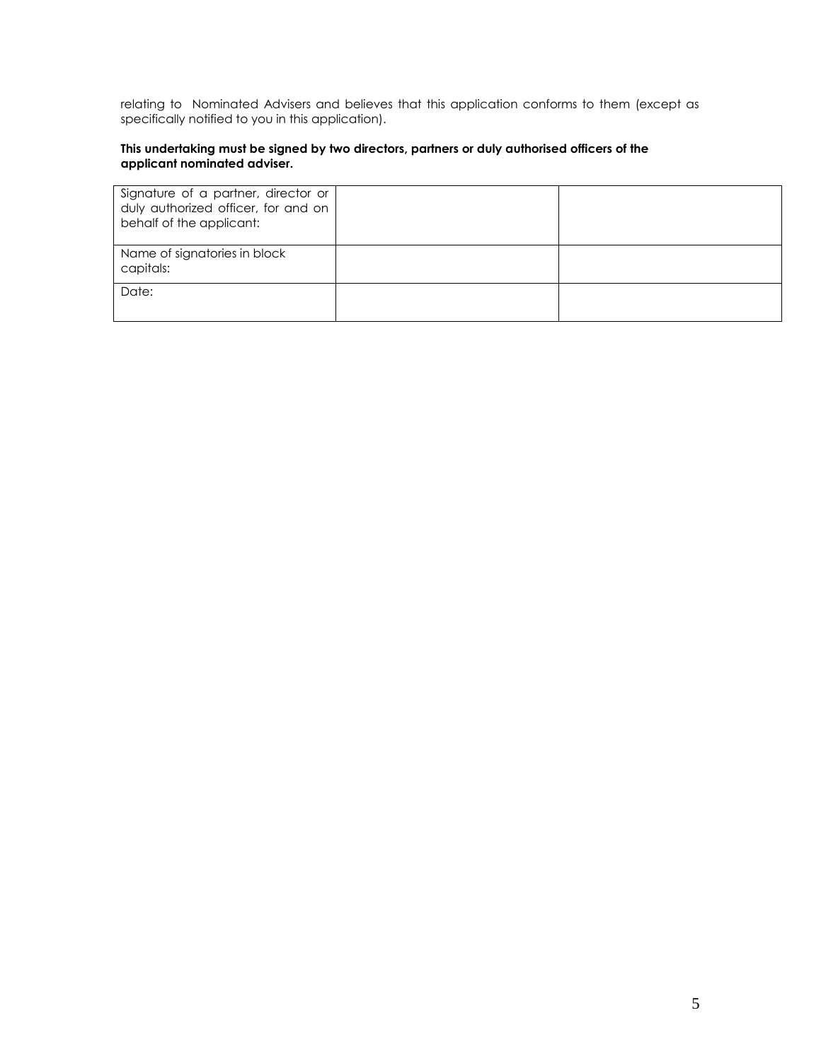relating to Nominated Advisers and believes that this application conforms to them (except as specifically notified to you in this application).

**This undertaking must be signed by two directors, partners or duly authorised officers of the applicant nominated adviser.**

| Signature of a partner, director or duly authorized officer, for and on behalf of the applicant: | | |
|---|---|---|
| Name of signatories in block capitals: | | |
| Date: | | |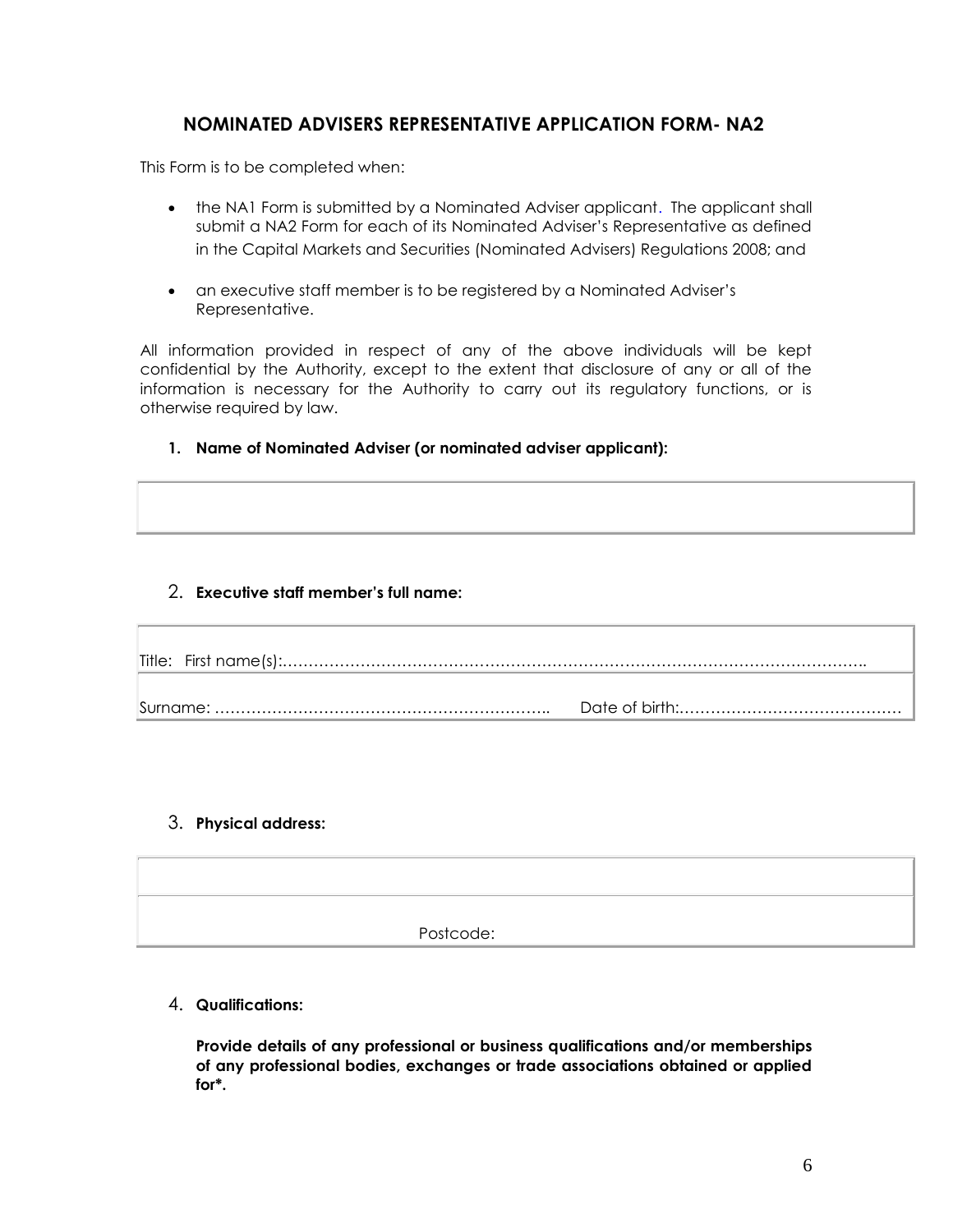## NOMINATED ADVISERS REPRESENTATIVE APPLICATION FORM- NA2

This Form is to be completed when:

- the NA1 Form is submitted by a Nominated Adviser applicant. The applicant shall submit a NA2 Form for each of its Nominated Adviser's Representative as defined in the Capital Markets and Securities (Nominated Advisers) Regulations 2008; and
- an executive staff member is to be registered by a Nominated Adviser's Representative.

All information provided in respect of any of the above individuals will be kept confidential by the Authority, except to the extent that disclosure of any or all of the information is necessary for the Authority to carry out its regulatory functions, or is otherwise required by law.

1. **Name of Nominated Adviser (or nominated adviser applicant):**

| |
|---|
| |

2. **Executive staff member's full name:**

| | |
|---|---|
| Title: First name(s):…………………………………………………………………………………………………….. | |
| Surname: ……………………………………………………….. | Date of birth:…………………………………… |

3. **Physical address:**

| |
|---|
| |
| Postcode: |

4. **Qualifications:**

**Provide details of any professional or business qualifications and/or memberships of any professional bodies, exchanges or trade associations obtained or applied for*.**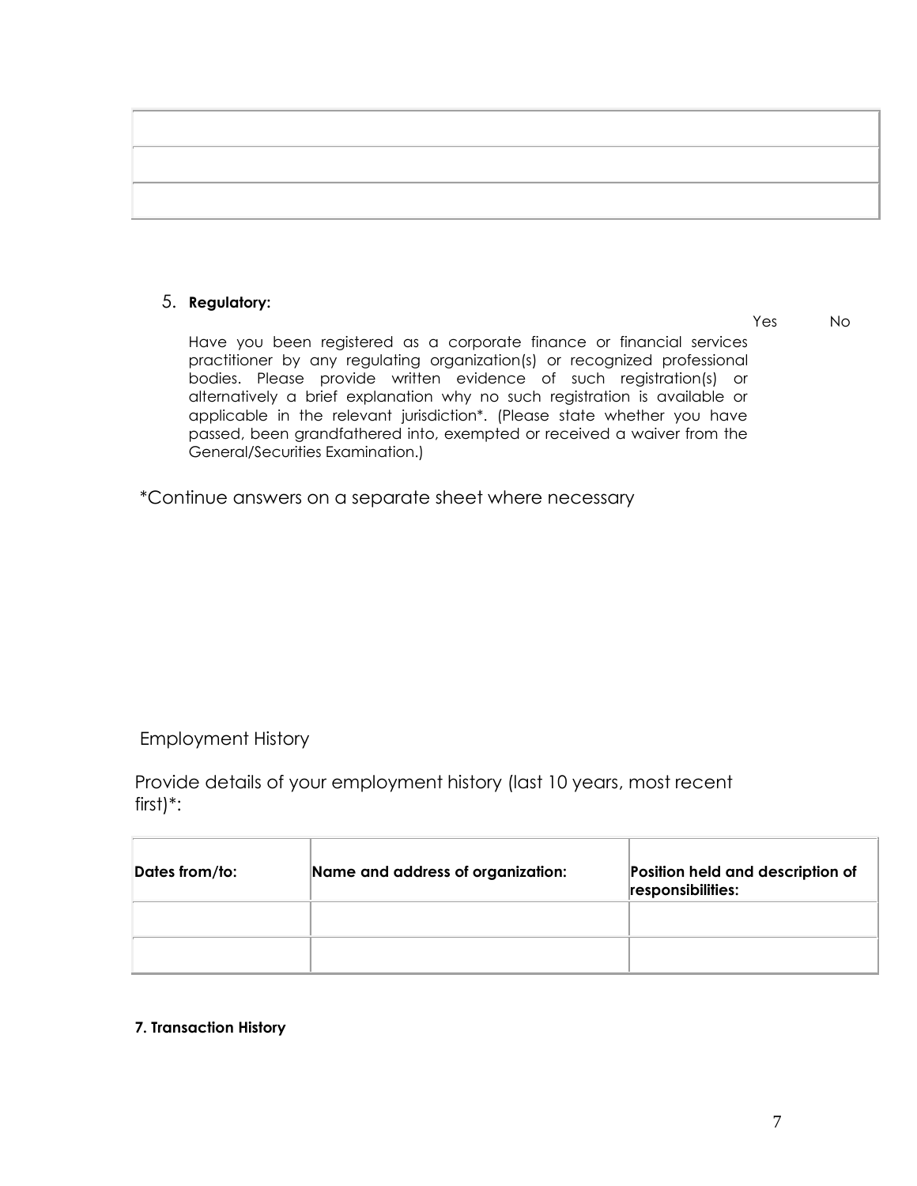| |
|---|
| |
| |
| |

5. **Regulatory:**

Yes No

Have you been registered as a corporate finance or financial services practitioner by any regulating organization(s) or recognized professional bodies. Please provide written evidence of such registration(s) or alternatively a brief explanation why no such registration is available or applicable in the relevant jurisdiction*. (Please state whether you have passed, been grandfathered into, exempted or received a waiver from the General/Securities Examination.)

*Continue answers on a separate sheet where necessary

Employment History

Provide details of your employment history (last 10 years, most recent first)*:

| Dates from/to: | Name and address of organization: | Position held and description of responsibilities: |
|---|---|---|
| | | |
| | | |

**7. Transaction History**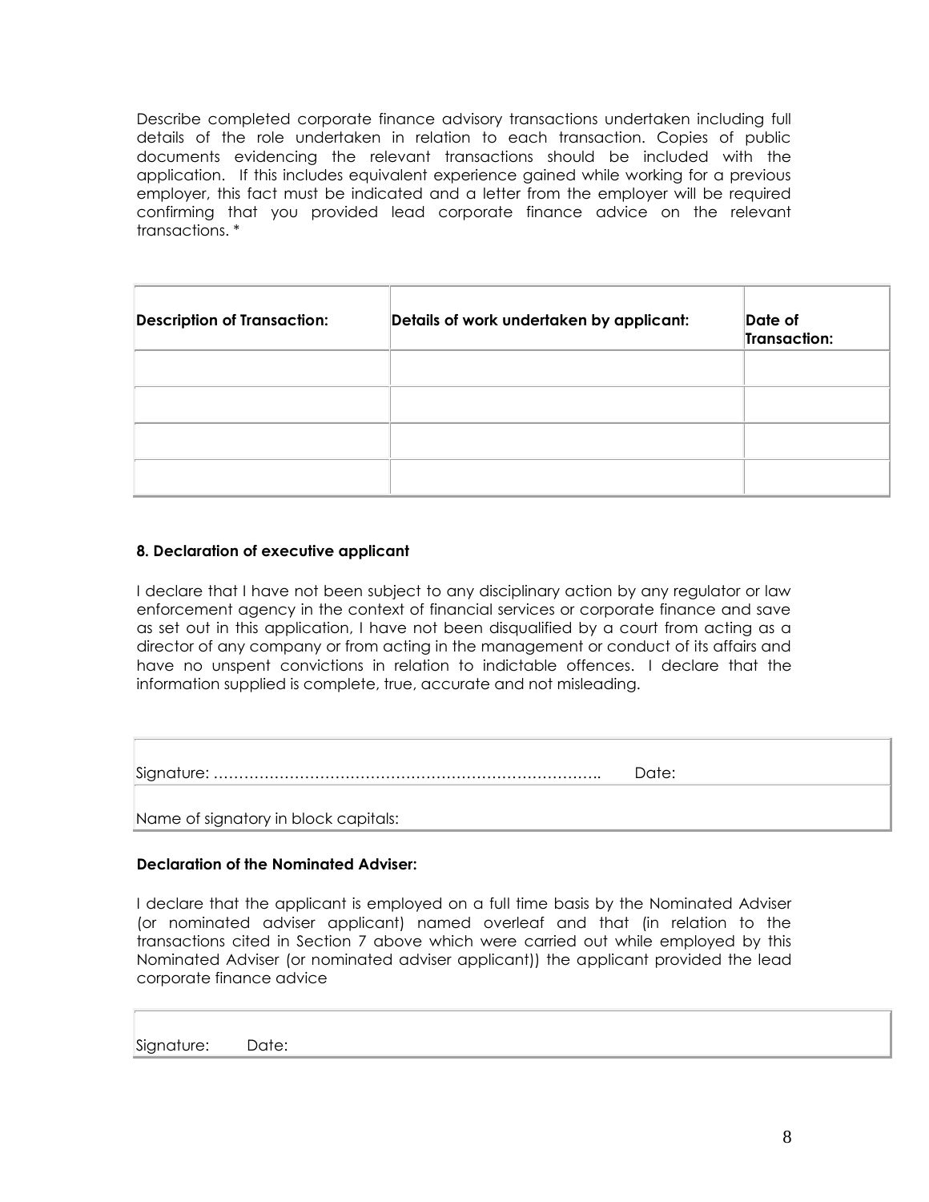Describe completed corporate finance advisory transactions undertaken including full details of the role undertaken in relation to each transaction. Copies of public documents evidencing the relevant transactions should be included with the application. If this includes equivalent experience gained while working for a previous employer, this fact must be indicated and a letter from the employer will be required confirming that you provided lead corporate finance advice on the relevant transactions. *

| **Description of Transaction:** | **Details of work undertaken by applicant:** | **Date of Transaction:** |
| --- | --- | --- |
| | | |
| | | |
| | | |
| | | |

**8. Declaration of executive applicant**

I declare that I have not been subject to any disciplinary action by any regulator or law enforcement agency in the context of financial services or corporate finance and save as set out in this application, I have not been disqualified by a court from acting as a director of any company or from acting in the management or conduct of its affairs and have no unspent convictions in relation to indictable offences. I declare that the information supplied is complete, true, accurate and not misleading.

| |
| --- |
| Signature: ………………………………………………………………….. Date: |
| Name of signatory in block capitals: |

**Declaration of the Nominated Adviser:**

I declare that the applicant is employed on a full time basis by the Nominated Adviser (or nominated adviser applicant) named overleaf and that (in relation to the transactions cited in Section 7 above which were carried out while employed by this Nominated Adviser (or nominated adviser applicant)) the applicant provided the lead corporate finance advice

| |
| --- |
| Signature: Date: |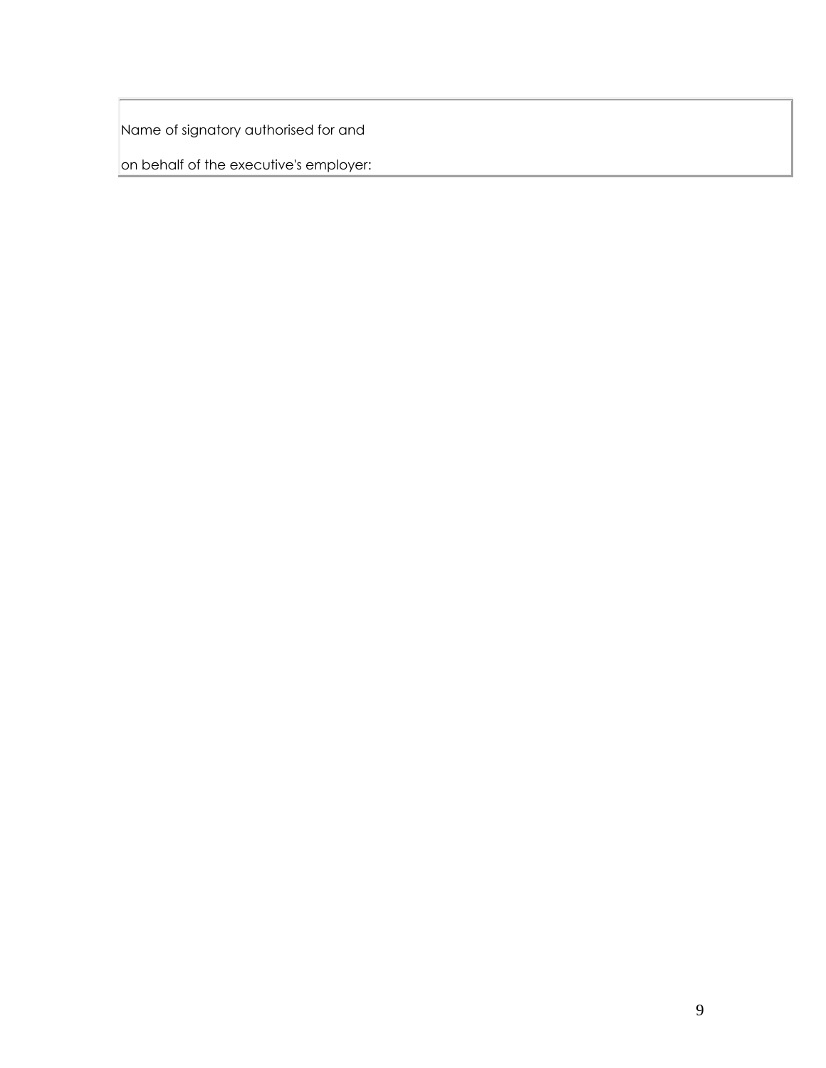| Name of signatory authorised for and on behalf of the executive's employer: |
| --- |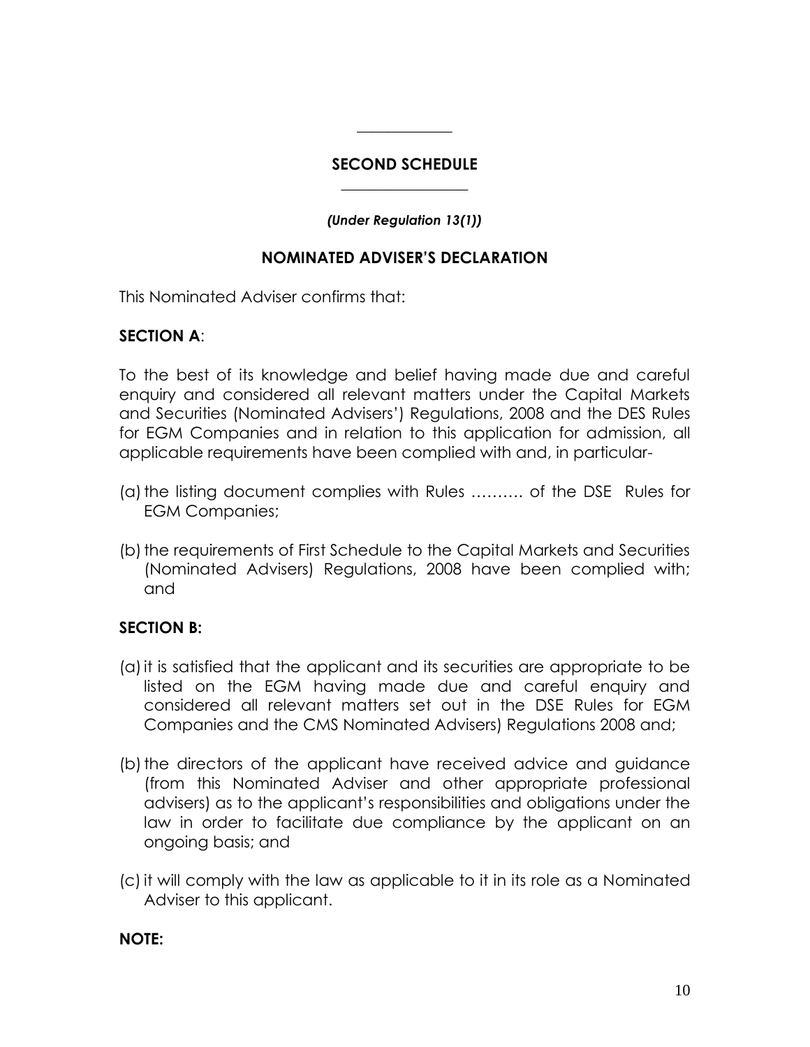## SECOND SCHEDULE

*(Under Regulation 13(1))*

### NOMINATED ADVISER'S DECLARATION

This Nominated Adviser confirms that:

**SECTION A**:

To the best of its knowledge and belief having made due and careful enquiry and considered all relevant matters under the Capital Markets and Securities (Nominated Advisers') Regulations, 2008 and the DES Rules for EGM Companies and in relation to this application for admission, all applicable requirements have been complied with and, in particular-

(a) the listing document complies with Rules ………. of the DSE Rules for EGM Companies;

(b) the requirements of First Schedule to the Capital Markets and Securities (Nominated Advisers) Regulations, 2008 have been complied with; and

**SECTION B:**

(a) it is satisfied that the applicant and its securities are appropriate to be listed on the EGM having made due and careful enquiry and considered all relevant matters set out in the DSE Rules for EGM Companies and the CMS Nominated Advisers) Regulations 2008 and;

(b) the directors of the applicant have received advice and guidance (from this Nominated Adviser and other appropriate professional advisers) as to the applicant's responsibilities and obligations under the law in order to facilitate due compliance by the applicant on an ongoing basis; and

(c) it will comply with the law as applicable to it in its role as a Nominated Adviser to this applicant.

**NOTE:**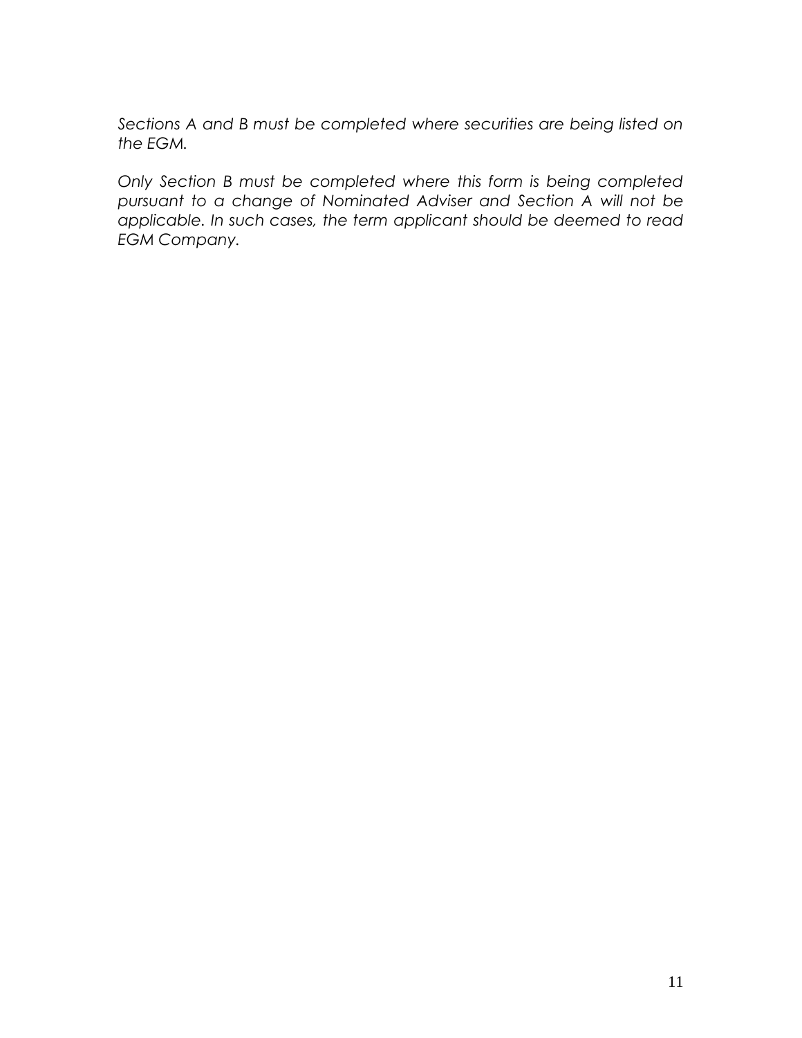*Sections A and B must be completed where securities are being listed on the EGM.*

*Only Section B must be completed where this form is being completed pursuant to a change of Nominated Adviser and Section A will not be applicable. In such cases, the term applicant should be deemed to read EGM Company.*